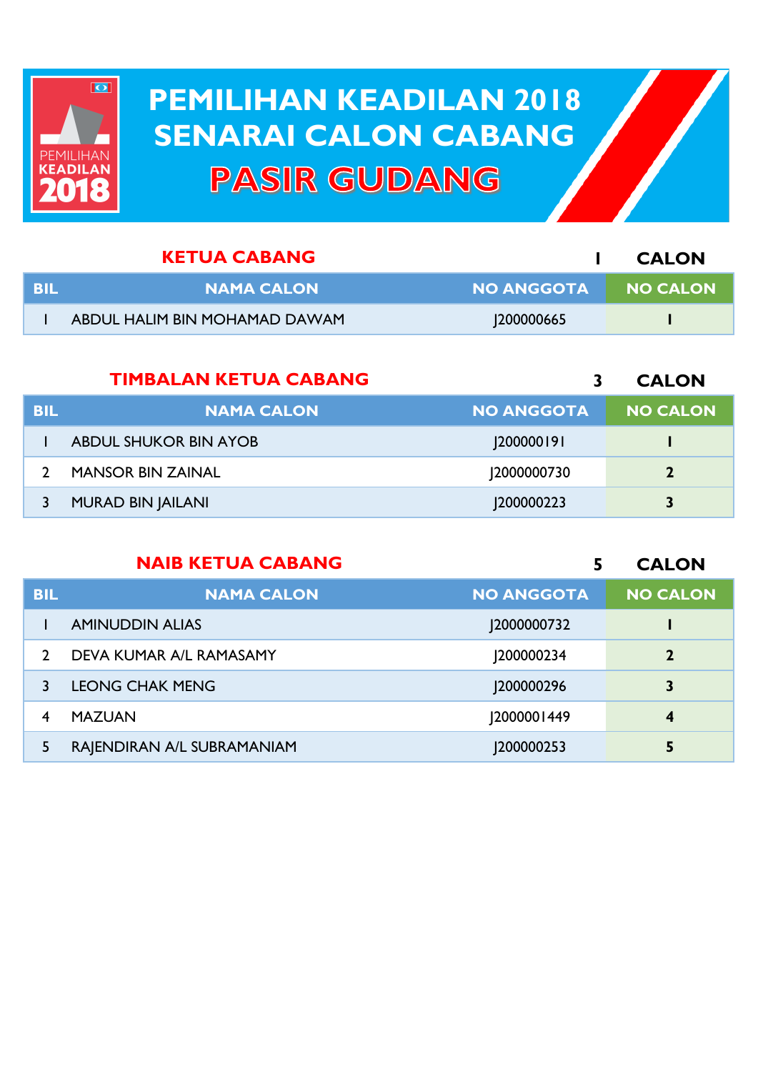# PEMILIHAN KEADILAN 2018
# SENARAI CALON CABANG
# PASIR GUDANG

## KETUA CABANG

1 CALON

| BIL | NAMA CALON | NO ANGGOTA | NO CALON |
|---|---|---|---|
| 1 | ABDUL HALIM BIN MOHAMAD DAWAM | J200000665 | 1 |

## TIMBALAN KETUA CABANG

3 CALON

| BIL | NAMA CALON | NO ANGGOTA | NO CALON |
|---|---|---|---|
| 1 | ABDUL SHUKOR BIN AYOB | J200000191 | 1 |
| 2 | MANSOR BIN ZAINAL | J2000000730 | 2 |
| 3 | MURAD BIN JAILANI | J200000223 | 3 |

## NAIB KETUA CABANG

5 CALON

| BIL | NAMA CALON | NO ANGGOTA | NO CALON |
|---|---|---|---|
| 1 | AMINUDDIN ALIAS | J2000000732 | 1 |
| 2 | DEVA KUMAR A/L RAMASAMY | J200000234 | 2 |
| 3 | LEONG CHAK MENG | J200000296 | 3 |
| 4 | MAZUAN | J2000001449 | 4 |
| 5 | RAJENDIRAN A/L SUBRAMANIAM | J200000253 | 5 |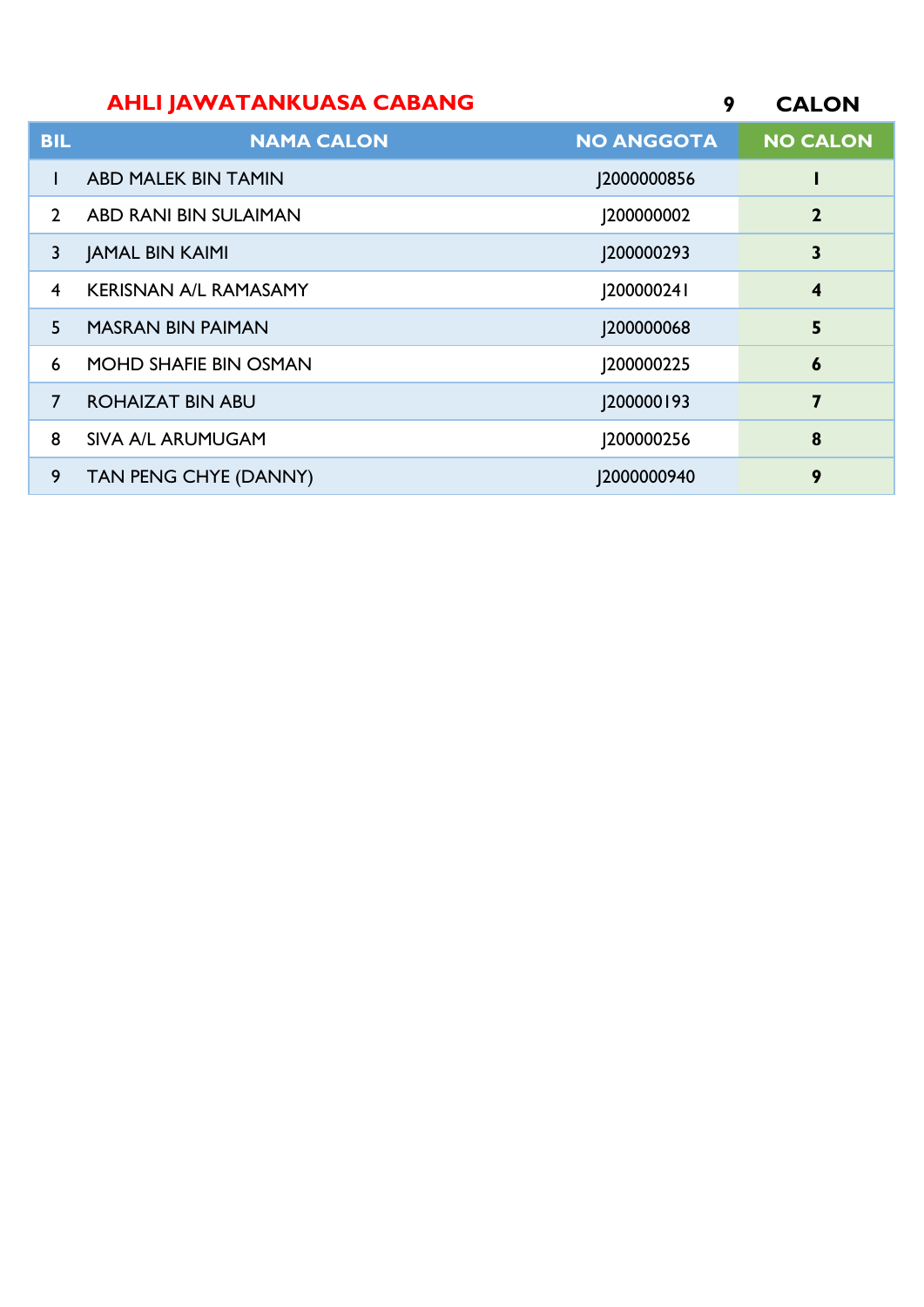## AHLI JAWATANKUASA CABANG **9 CALON**

| BIL | NAMA CALON | NO ANGGOTA | NO CALON |
|---|---|---|---|
| 1 | ABD MALEK BIN TAMIN | J2000000856 | **1** |
| 2 | ABD RANI BIN SULAIMAN | J200000002 | **2** |
| 3 | JAMAL BIN KAIMI | J200000293 | **3** |
| 4 | KERISNAN A/L RAMASAMY | J200000241 | **4** |
| 5 | MASRAN BIN PAIMAN | J200000068 | **5** |
| 6 | MOHD SHAFIE BIN OSMAN | J200000225 | **6** |
| 7 | ROHAIZAT BIN ABU | J200000193 | **7** |
| 8 | SIVA A/L ARUMUGAM | J200000256 | **8** |
| 9 | TAN PENG CHYE (DANNY) | J2000000940 | **9** |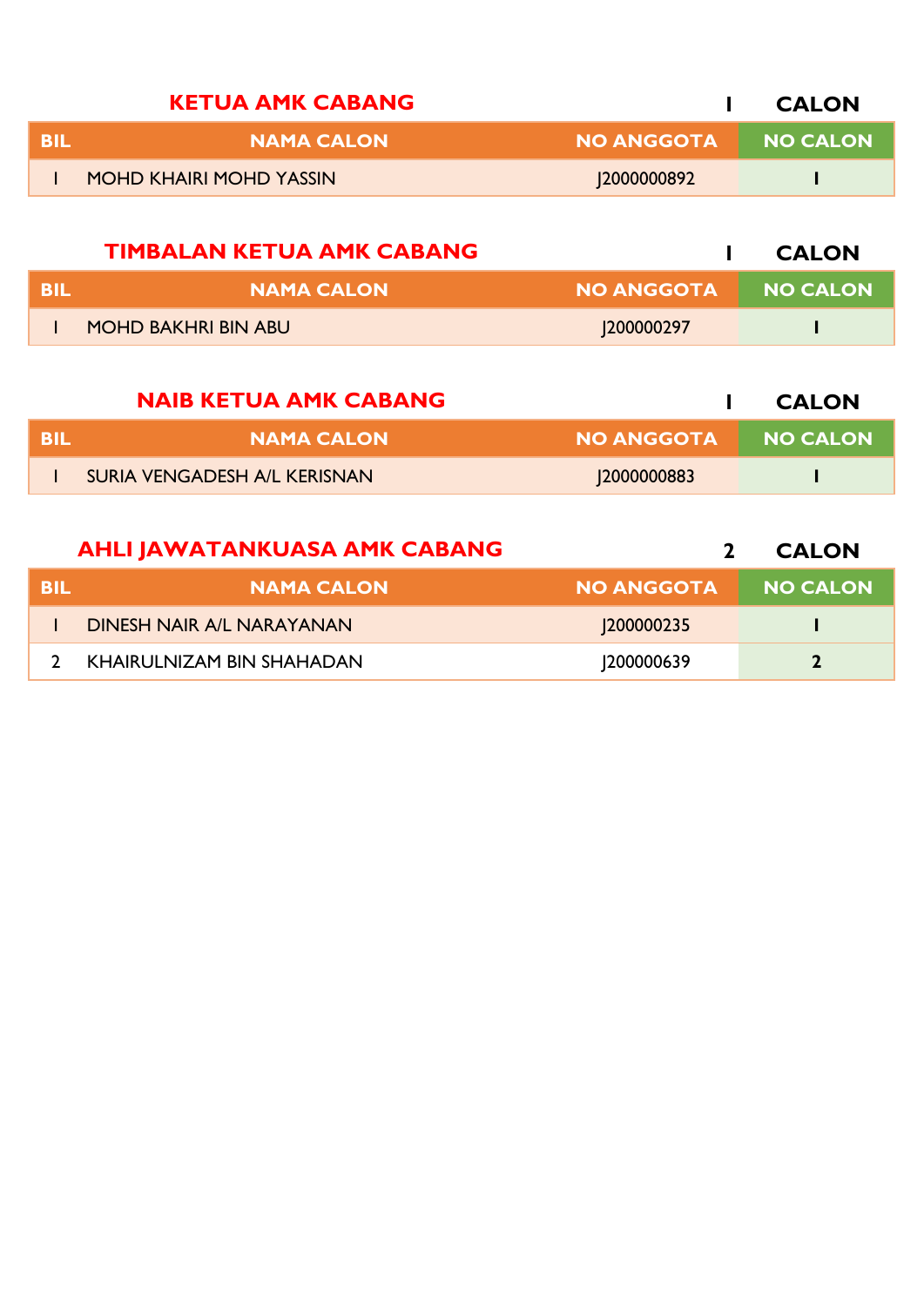## KETUA AMK CABANG

**1 CALON**

| BIL | NAMA CALON | NO ANGGOTA | NO CALON |
| --- | --- | --- | --- |
| 1 | MOHD KHAIRI MOHD YASSIN | J2000000892 | 1 |

## TIMBALAN KETUA AMK CABANG

**1 CALON**

| BIL | NAMA CALON | NO ANGGOTA | NO CALON |
| --- | --- | --- | --- |
| 1 | MOHD BAKHRI BIN ABU | J200000297 | 1 |

## NAIB KETUA AMK CABANG

**1 CALON**

| BIL | NAMA CALON | NO ANGGOTA | NO CALON |
| --- | --- | --- | --- |
| 1 | SURIA VENGADESH A/L KERISNAN | J2000000883 | 1 |

## AHLI JAWATANKUASA AMK CABANG

**2 CALON**

| BIL | NAMA CALON | NO ANGGOTA | NO CALON |
| --- | --- | --- | --- |
| 1 | DINESH NAIR A/L NARAYANAN | J200000235 | 1 |
| 2 | KHAIRULNIZAM BIN SHAHADAN | J200000639 | 2 |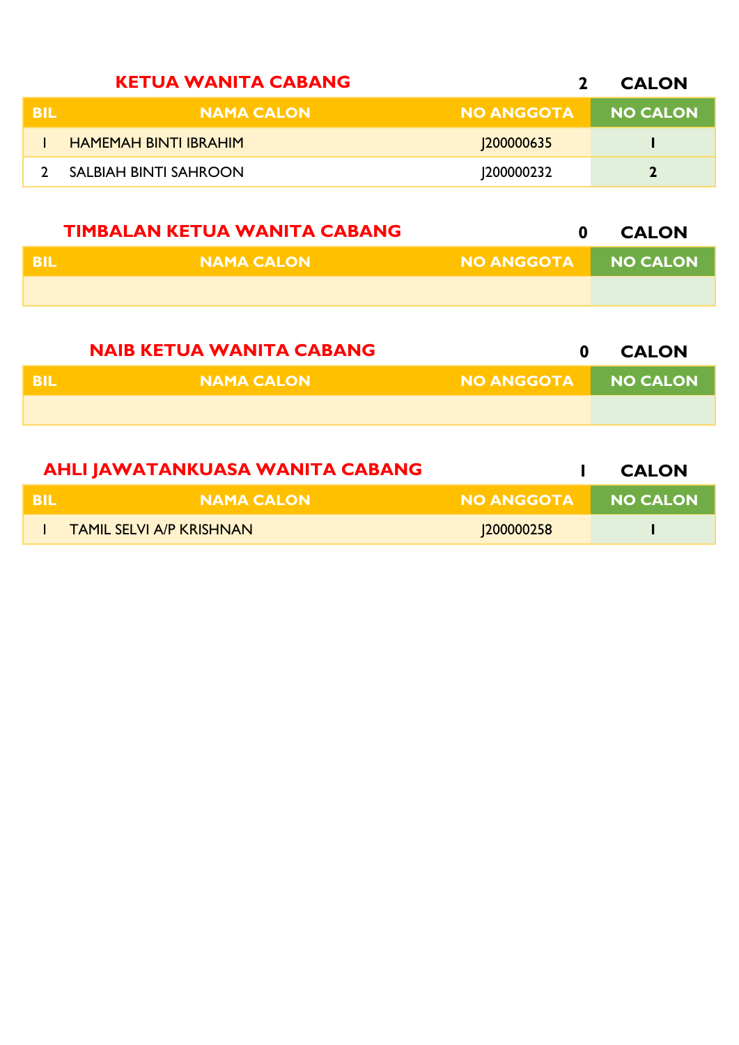## KETUA WANITA CABANG

**2 CALON**

| BIL | NAMA CALON | NO ANGGOTA | NO CALON |
|---|---|---|---|
| 1 | HAMEMAH BINTI IBRAHIM | J200000635 | **1** |
| 2 | SALBIAH BINTI SAHROON | J200000232 | **2** |

## TIMBALAN KETUA WANITA CABANG

**0 CALON**

| BIL | NAMA CALON | NO ANGGOTA | NO CALON |
|---|---|---|---|
| | | | |

## NAIB KETUA WANITA CABANG

**0 CALON**

| BIL | NAMA CALON | NO ANGGOTA | NO CALON |
|---|---|---|---|
| | | | |

## AHLI JAWATANKUASA WANITA CABANG

**1 CALON**

| BIL | NAMA CALON | NO ANGGOTA | NO CALON |
|---|---|---|---|
| 1 | TAMIL SELVI A/P KRISHNAN | J200000258 | **1** |